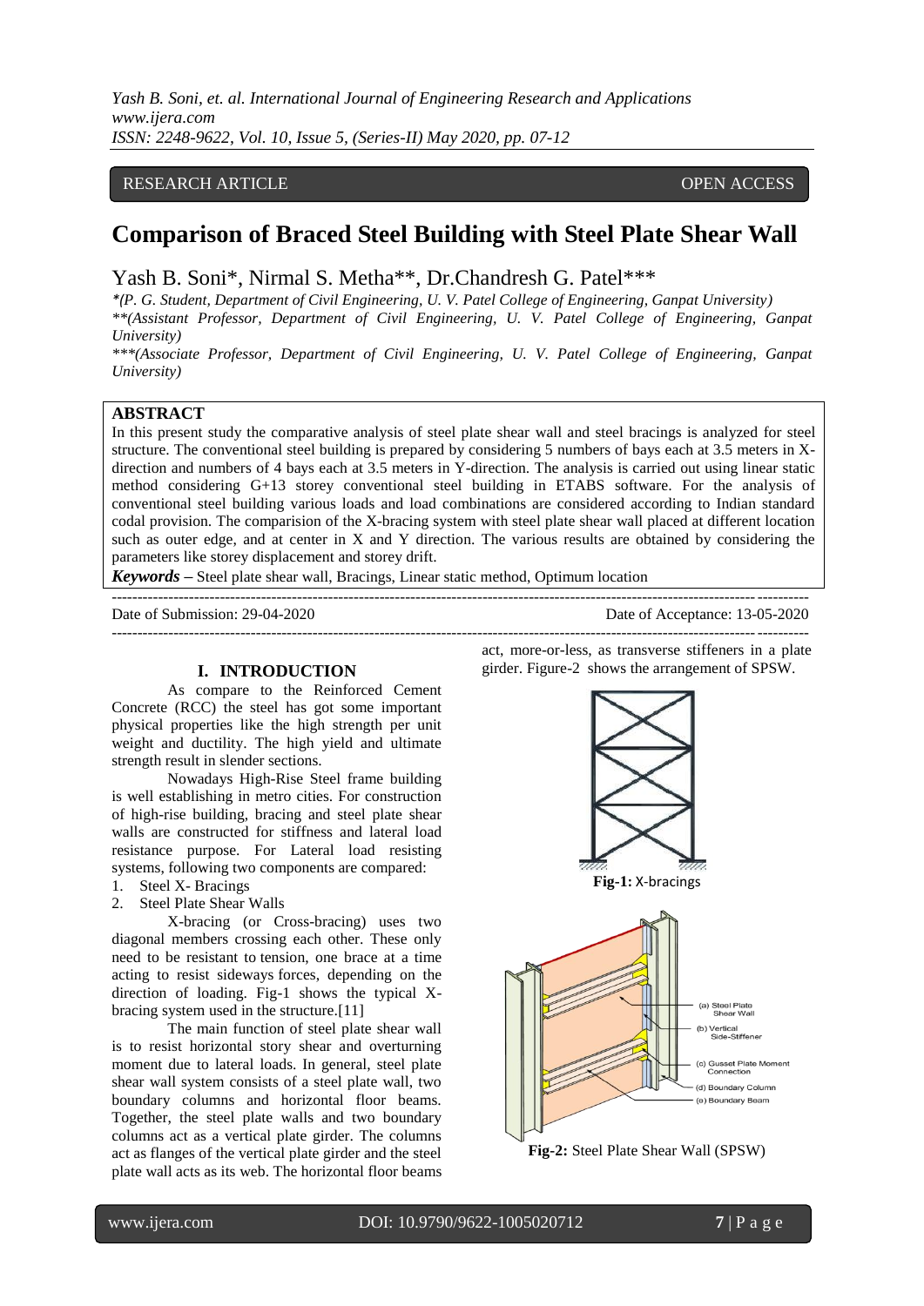RESEARCH ARTICLE OPEN ACCESS

# Comparison of Braced Steel Building with Steel Plate Shear Wall

Yash B. Soni*, Nirmal S. Metha**, Dr.Chandresh G. Patel***

*\*(P. G. Student, Department of Civil Engineering, U. V. Patel College of Engineering, Ganpat University)*
*\*\*(Assistant Professor, Department of Civil Engineering, U. V. Patel College of Engineering, Ganpat University)*
*\*\*\*(Associate Professor, Department of Civil Engineering, U. V. Patel College of Engineering, Ganpat University)*

## ABSTRACT

In this present study the comparative analysis of steel plate shear wall and steel bracings is analyzed for steel structure. The conventional steel building is prepared by considering 5 numbers of bays each at 3.5 meters in X-direction and numbers of 4 bays each at 3.5 meters in Y-direction. The analysis is carried out using linear static method considering G+13 storey conventional steel building in ETABS software. For the analysis of conventional steel building various loads and load combinations are considered according to Indian standard codal provision. The comparison of the X-bracing system with steel plate shear wall placed at different location such as outer edge, and at center in X and Y direction. The various results are obtained by considering the parameters like storey displacement and storey drift.

***Keywords*** **–** Steel plate shear wall, Bracings, Linear static method, Optimum location

---

Date of Submission: 29-04-2020 Date of Acceptance: 13-05-2020

---

## I. INTRODUCTION

As compare to the Reinforced Cement Concrete (RCC) the steel has got some important physical properties like the high strength per unit weight and ductility. The high yield and ultimate strength result in slender sections.

Nowadays High-Rise Steel frame building is well establishing in metro cities. For construction of high-rise building, bracing and steel plate shear walls are constructed for stiffness and lateral load resistance purpose. For Lateral load resisting systems, following two components are compared:

1. Steel X- Bracings
2. Steel Plate Shear Walls

X-bracing (or Cross-bracing) uses two diagonal members crossing each other. These only need to be resistant to tension, one brace at a time acting to resist sideways forces, depending on the direction of loading. Fig-1 shows the typical X-bracing system used in the structure.[11]

The main function of steel plate shear wall is to resist horizontal story shear and overturning moment due to lateral loads. In general, steel plate shear wall system consists of a steel plate wall, two boundary columns and horizontal floor beams. Together, the steel plate walls and two boundary columns act as a vertical plate girder. The columns act as flanges of the vertical plate girder and the steel plate wall acts as its web. The horizontal floor beams act, more-or-less, as transverse stiffeners in a plate girder. Figure-2 shows the arrangement of SPSW.

**Fig-1:** X-bracings

(a) Steel Plate Shear Wall
(b) Vertical Side-Stiffener
(c) Gusset Plate Moment Connection
(d) Boundary Column
(e) Boundary Beam

**Fig-2:** Steel Plate Shear Wall (SPSW)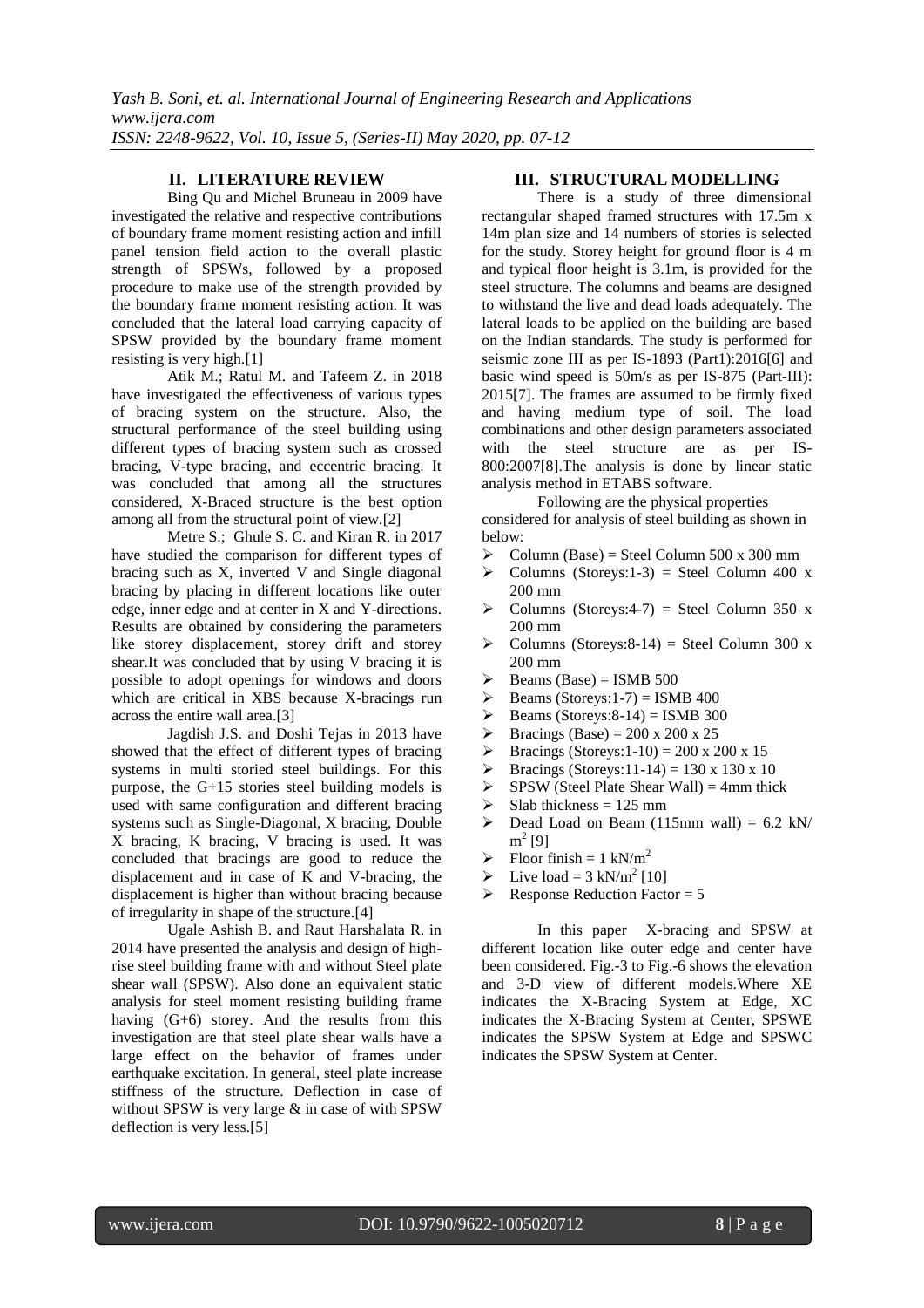## II. LITERATURE REVIEW

Bing Qu and Michel Bruneau in 2009 have investigated the relative and respective contributions of boundary frame moment resisting action and infill panel tension field action to the overall plastic strength of SPSWs, followed by a proposed procedure to make use of the strength provided by the boundary frame moment resisting action. It was concluded that the lateral load carrying capacity of SPSW provided by the boundary frame moment resisting is very high.[1]

Atik M.; Ratul M. and Tafeem Z. in 2018 have investigated the effectiveness of various types of bracing system on the structure. Also, the structural performance of the steel building using different types of bracing system such as crossed bracing, V-type bracing, and eccentric bracing. It was concluded that among all the structures considered, X-Braced structure is the best option among all from the structural point of view.[2]

Metre S.; Ghule S. C. and Kiran R. in 2017 have studied the comparison for different types of bracing such as X, inverted V and Single diagonal bracing by placing in different locations like outer edge, inner edge and at center in X and Y-directions. Results are obtained by considering the parameters like storey displacement, storey drift and storey shear.It was concluded that by using V bracing it is possible to adopt openings for windows and doors which are critical in XBS because X-bracings run across the entire wall area.[3]

Jagdish J.S. and Doshi Tejas in 2013 have showed that the effect of different types of bracing systems in multi storied steel buildings. For this purpose, the G+15 stories steel building models is used with same configuration and different bracing systems such as Single-Diagonal, X bracing, Double X bracing, K bracing, V bracing is used. It was concluded that bracings are good to reduce the displacement and in case of K and V-bracing, the displacement is higher than without bracing because of irregularity in shape of the structure.[4]

Ugale Ashish B. and Raut Harshalata R. in 2014 have presented the analysis and design of high-rise steel building frame with and without Steel plate shear wall (SPSW). Also done an equivalent static analysis for steel moment resisting building frame having (G+6) storey. And the results from this investigation are that steel plate shear walls have a large effect on the behavior of frames under earthquake excitation. In general, steel plate increase stiffness of the structure. Deflection in case of without SPSW is very large & in case of with SPSW deflection is very less.[5]

## III. STRUCTURAL MODELLING

There is a study of three dimensional rectangular shaped framed structures with 17.5m x 14m plan size and 14 numbers of stories is selected for the study. Storey height for ground floor is 4 m and typical floor height is 3.1m, is provided for the steel structure. The columns and beams are designed to withstand the live and dead loads adequately. The lateral loads to be applied on the building are based on the Indian standards. The study is performed for seismic zone III as per IS-1893 (Part1):2016[6] and basic wind speed is 50m/s as per IS-875 (Part-III): 2015[7]. The frames are assumed to be firmly fixed and having medium type of soil. The load combinations and other design parameters associated with the steel structure are as per IS-800:2007[8].The analysis is done by linear static analysis method in ETABS software.

Following are the physical properties considered for analysis of steel building as shown in below:

- Column (Base) = Steel Column 500 x 300 mm
- Columns (Storeys:1-3) = Steel Column 400 x 200 mm
- Columns (Storeys:4-7) = Steel Column 350 x 200 mm
- Columns (Storeys:8-14) = Steel Column 300 x 200 mm
- Beams (Base) = ISMB 500
- Beams (Storeys:1-7) = ISMB 400
- Beams (Storeys:8-14) = ISMB 300
- Bracings (Base) = 200 x 200 x 25
- Bracings (Storeys:1-10) = 200 x 200 x 15
- Bracings (Storeys:11-14) = 130 x 130 x 10
- SPSW (Steel Plate Shear Wall) = 4mm thick
- Slab thickness = 125 mm
- Dead Load on Beam (115mm wall) = 6.2 kN/ $m^2$ [9]
- Floor finish = 1 kN/$m^2$
- Live load = 3 kN/$m^2$ [10]
- Response Reduction Factor = 5

In this paper X-bracing and SPSW at different location like outer edge and center have been considered. Fig.-3 to Fig.-6 shows the elevation and 3-D view of different models.Where XE indicates the X-Bracing System at Edge, XC indicates the X-Bracing System at Center, SPSWE indicates the SPSW System at Edge and SPSWC indicates the SPSW System at Center.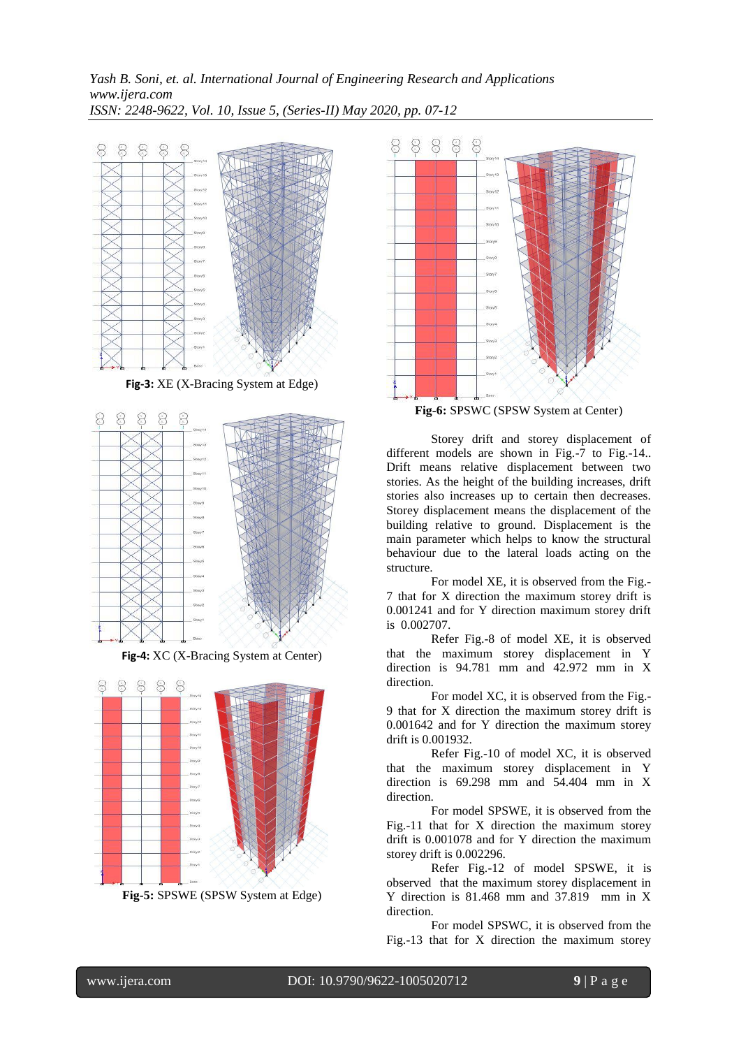**Fig-3:** XE (X-Bracing System at Edge)

**Fig-4:** XC (X-Bracing System at Center)

**Fig-5:** SPSWE (SPSW System at Edge)

**Fig-6:** SPSWC (SPSW System at Center)

Storey drift and storey displacement of different models are shown in Fig.-7 to Fig.-14.. Drift means relative displacement between two stories. As the height of the building increases, drift stories also increases up to certain then decreases. Storey displacement means the displacement of the building relative to ground. Displacement is the main parameter which helps to know the structural behaviour due to the lateral loads acting on the structure.

For model XE, it is observed from the Fig.-7 that for X direction the maximum storey drift is 0.001241 and for Y direction maximum storey drift is 0.002707.

Refer Fig.-8 of model XE, it is observed that the maximum storey displacement in Y direction is 94.781 mm and 42.972 mm in X direction.

For model XC, it is observed from the Fig.-9 that for X direction the maximum storey drift is 0.001642 and for Y direction the maximum storey drift is 0.001932.

Refer Fig.-10 of model XC, it is observed that the maximum storey displacement in Y direction is 69.298 mm and 54.404 mm in X direction.

For model SPSWE, it is observed from the Fig.-11 that for X direction the maximum storey drift is 0.001078 and for Y direction the maximum storey drift is 0.002296.

Refer Fig.-12 of model SPSWE, it is observed that the maximum storey displacement in Y direction is 81.468 mm and 37.819 mm in X direction.

For model SPSWC, it is observed from the Fig.-13 that for X direction the maximum storey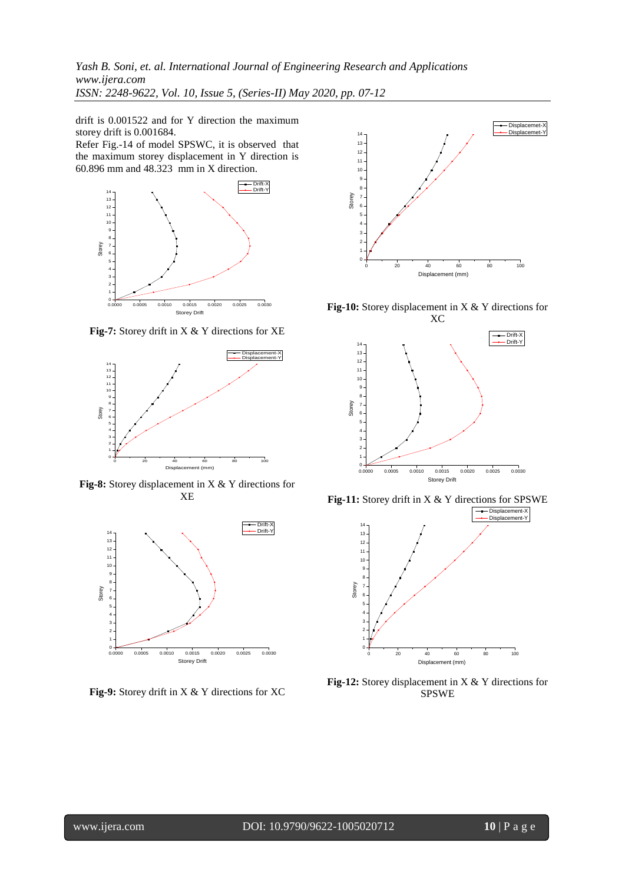drift is 0.001522 and for Y direction the maximum storey drift is 0.001684.

Refer Fig.-14 of model SPSWC, it is observed that the maximum storey displacement in Y direction is 60.896 mm and 48.323 mm in X direction.

**Fig-7:** Storey drift in X & Y directions for XE

**Fig-8:** Storey displacement in X & Y directions for XE

**Fig-9:** Storey drift in X & Y directions for XC

**Fig-10:** Storey displacement in X & Y directions for XC

**Fig-11:** Storey drift in X & Y directions for SPSWE

**Fig-12:** Storey displacement in X & Y directions for SPSWE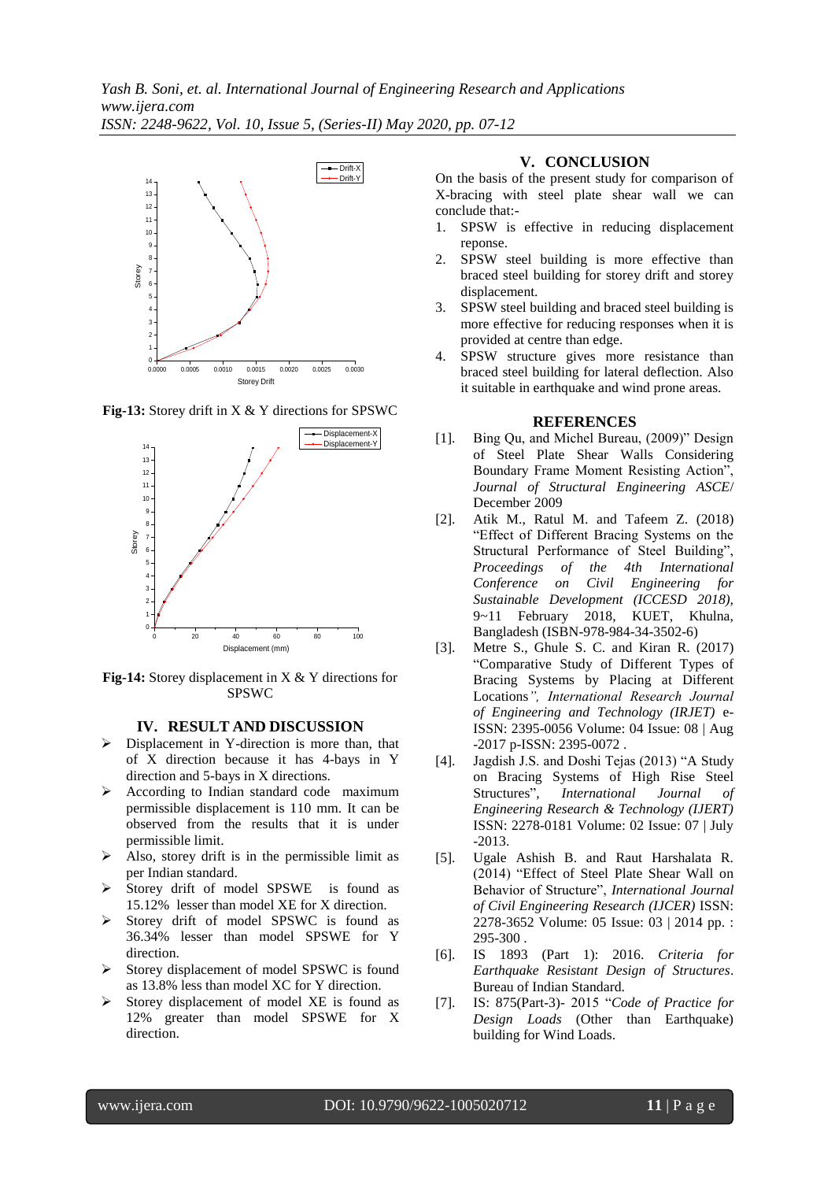**Fig-13:** Storey drift in X & Y directions for SPSWC

**Fig-14:** Storey displacement in X & Y directions for SPSWC

## IV. RESULT AND DISCUSSION

- Displacement in Y-direction is more than, that of X direction because it has 4-bays in Y direction and 5-bays in X directions.
- According to Indian standard code maximum permissible displacement is 110 mm. It can be observed from the results that it is under permissible limit.
- Also, storey drift is in the permissible limit as per Indian standard.
- Storey drift of model SPSWE is found as 15.12% lesser than model XE for X direction.
- Storey drift of model SPSWC is found as 36.34% lesser than model SPSWE for Y direction.
- Storey displacement of model SPSWC is found as 13.8% less than model XC for Y direction.
- Storey displacement of model XE is found as 12% greater than model SPSWE for X direction.

## V. CONCLUSION

On the basis of the present study for comparison of X-bracing with steel plate shear wall we can conclude that:-

1. SPSW is effective in reducing displacement reponse.
2. SPSW steel building is more effective than braced steel building for storey drift and storey displacement.
3. SPSW steel building and braced steel building is more effective for reducing responses when it is provided at centre than edge.
4. SPSW structure gives more resistance than braced steel building for lateral deflection. Also it suitable in earthquake and wind prone areas.

## REFERENCES

[1]. Bing Qu, and Michel Bureau, (2009)" Design of Steel Plate Shear Walls Considering Boundary Frame Moment Resisting Action", *Journal of Structural Engineering ASCE*/ December 2009

[2]. Atik M., Ratul M. and Tafeem Z. (2018) "Effect of Different Bracing Systems on the Structural Performance of Steel Building", *Proceedings of the 4th International Conference on Civil Engineering for Sustainable Development (ICCESD 2018)*, 9~11 February 2018, KUET, Khulna, Bangladesh (ISBN-978-984-34-3502-6)

[3]. Metre S., Ghule S. C. and Kiran R. (2017) "Comparative Study of Different Types of Bracing Systems by Placing at Different Locations*", International Research Journal of Engineering and Technology (IRJET)* e-ISSN: 2395-0056 Volume: 04 Issue: 08 | Aug -2017 p-ISSN: 2395-0072 .

[4]. Jagdish J.S. and Doshi Tejas (2013) "A Study on Bracing Systems of High Rise Steel Structures", *International Journal of Engineering Research & Technology (IJERT)* ISSN: 2278-0181 Volume: 02 Issue: 07 | July -2013.

[5]. Ugale Ashish B. and Raut Harshalata R. (2014) "Effect of Steel Plate Shear Wall on Behavior of Structure", *International Journal of Civil Engineering Research (IJCER)* ISSN: 2278-3652 Volume: 05 Issue: 03 | 2014 pp. : 295-300 .

[6]. IS 1893 (Part 1): 2016. *Criteria for Earthquake Resistant Design of Structures*. Bureau of Indian Standard.

[7]. IS: 875(Part-3)- 2015 "*Code of Practice for Design Loads* (Other than Earthquake) building for Wind Loads.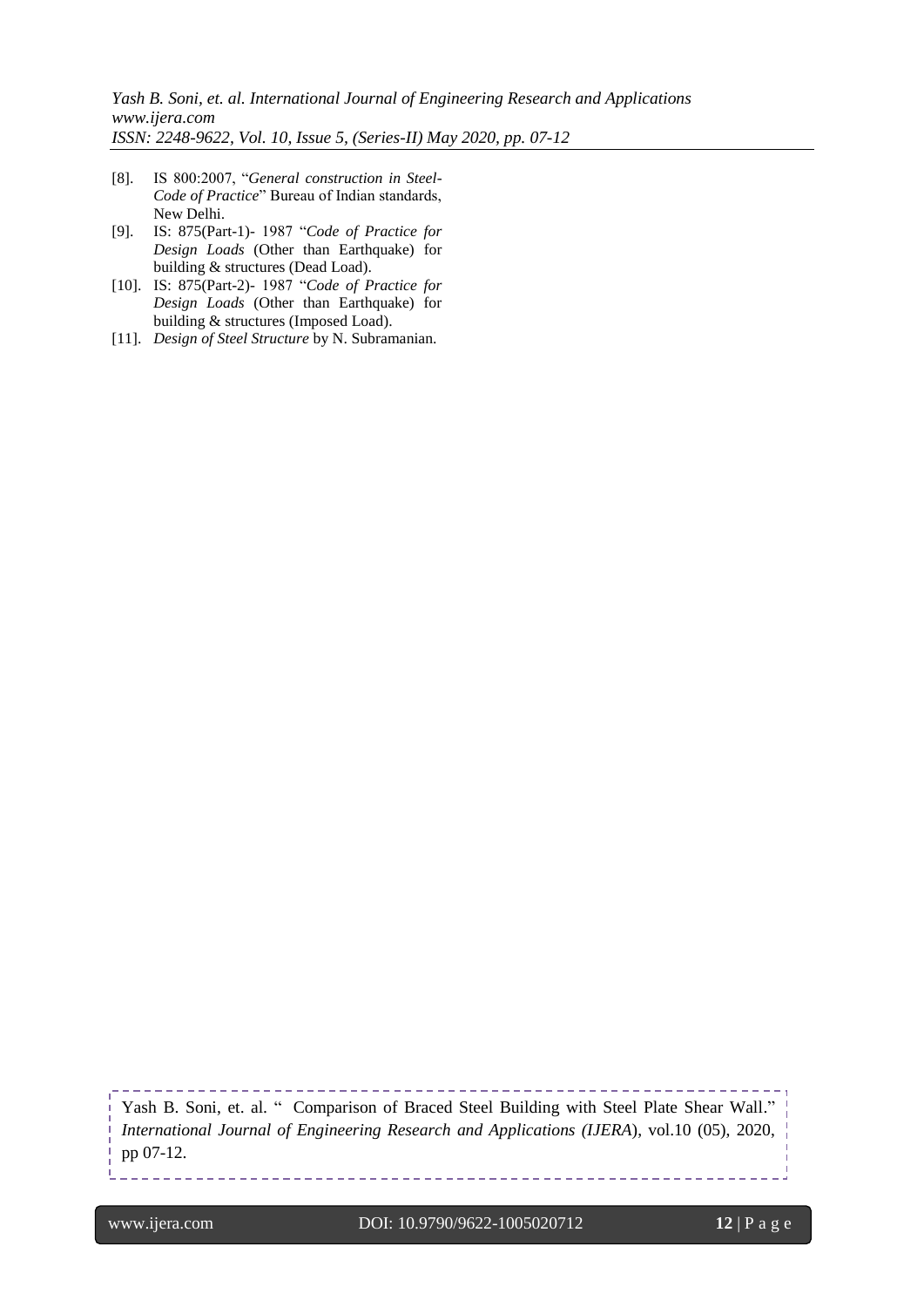[8]. IS 800:2007, "*General construction in Steel-Code of Practice*" Bureau of Indian standards, New Delhi.

[9]. IS: 875(Part-1)- 1987 "*Code of Practice for Design Loads* (Other than Earthquake) for building & structures (Dead Load).

[10]. IS: 875(Part-2)- 1987 "*Code of Practice for Design Loads* (Other than Earthquake) for building & structures (Imposed Load).

[11]. *Design of Steel Structure* by N. Subramanian.

Yash B. Soni, et. al. " Comparison of Braced Steel Building with Steel Plate Shear Wall." *International Journal of Engineering Research and Applications (IJERA*), vol.10 (05), 2020, pp 07-12.